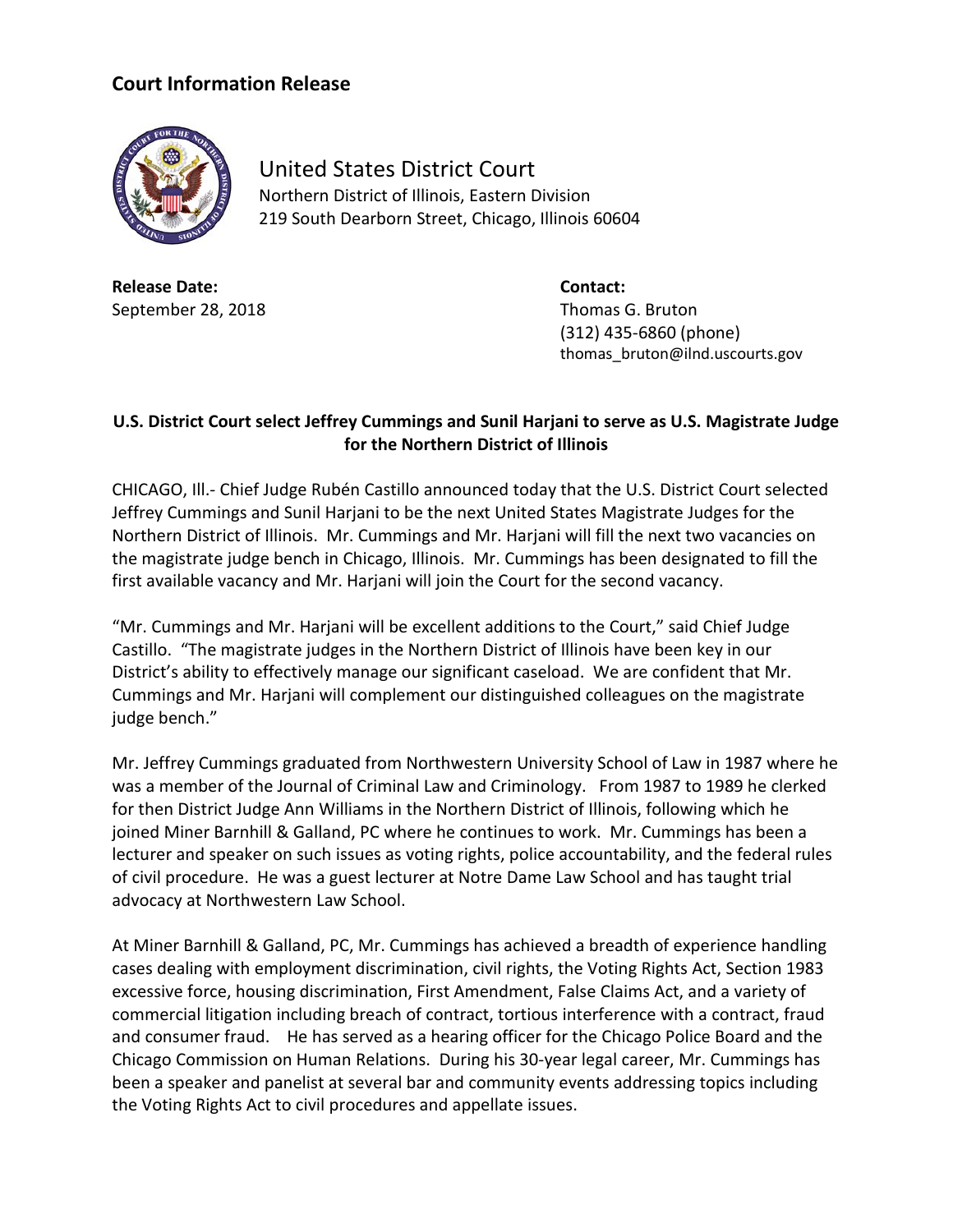## Court Information Release

United States District Court
Northern District of Illinois, Eastern Division
219 South Dearborn Street, Chicago, Illinois 60604

**Release Date:**
September 28, 2018

**Contact:**
Thomas G. Bruton
(312) 435-6860 (phone)
thomas_bruton@ilnd.uscourts.gov

### U.S. District Court select Jeffrey Cummings and Sunil Harjani to serve as U.S. Magistrate Judge for the Northern District of Illinois

CHICAGO, Ill.- Chief Judge Rubén Castillo announced today that the U.S. District Court selected Jeffrey Cummings and Sunil Harjani to be the next United States Magistrate Judges for the Northern District of Illinois. Mr. Cummings and Mr. Harjani will fill the next two vacancies on the magistrate judge bench in Chicago, Illinois. Mr. Cummings has been designated to fill the first available vacancy and Mr. Harjani will join the Court for the second vacancy.

"Mr. Cummings and Mr. Harjani will be excellent additions to the Court," said Chief Judge Castillo. "The magistrate judges in the Northern District of Illinois have been key in our District's ability to effectively manage our significant caseload. We are confident that Mr. Cummings and Mr. Harjani will complement our distinguished colleagues on the magistrate judge bench."

Mr. Jeffrey Cummings graduated from Northwestern University School of Law in 1987 where he was a member of the Journal of Criminal Law and Criminology. From 1987 to 1989 he clerked for then District Judge Ann Williams in the Northern District of Illinois, following which he joined Miner Barnhill & Galland, PC where he continues to work. Mr. Cummings has been a lecturer and speaker on such issues as voting rights, police accountability, and the federal rules of civil procedure. He was a guest lecturer at Notre Dame Law School and has taught trial advocacy at Northwestern Law School.

At Miner Barnhill & Galland, PC, Mr. Cummings has achieved a breadth of experience handling cases dealing with employment discrimination, civil rights, the Voting Rights Act, Section 1983 excessive force, housing discrimination, First Amendment, False Claims Act, and a variety of commercial litigation including breach of contract, tortious interference with a contract, fraud and consumer fraud. He has served as a hearing officer for the Chicago Police Board and the Chicago Commission on Human Relations. During his 30-year legal career, Mr. Cummings has been a speaker and panelist at several bar and community events addressing topics including the Voting Rights Act to civil procedures and appellate issues.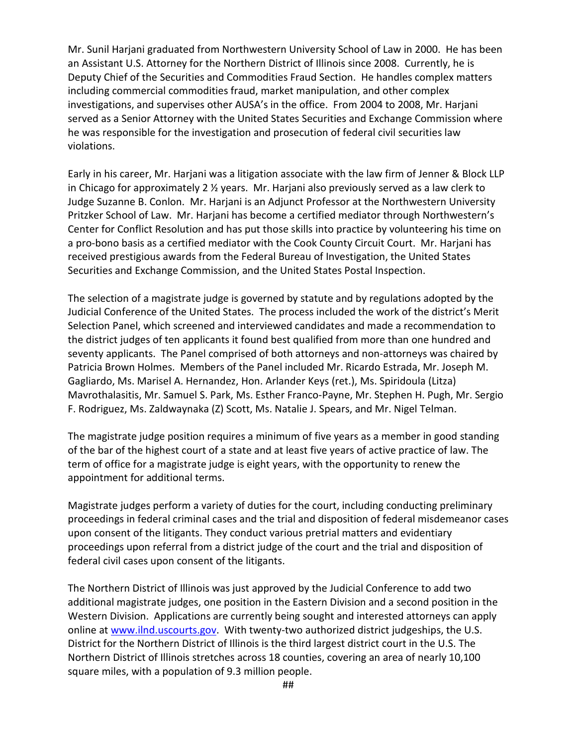Mr. Sunil Harjani graduated from Northwestern University School of Law in 2000. He has been an Assistant U.S. Attorney for the Northern District of Illinois since 2008. Currently, he is Deputy Chief of the Securities and Commodities Fraud Section. He handles complex matters including commercial commodities fraud, market manipulation, and other complex investigations, and supervises other AUSA's in the office. From 2004 to 2008, Mr. Harjani served as a Senior Attorney with the United States Securities and Exchange Commission where he was responsible for the investigation and prosecution of federal civil securities law violations.

Early in his career, Mr. Harjani was a litigation associate with the law firm of Jenner & Block LLP in Chicago for approximately 2 ½ years. Mr. Harjani also previously served as a law clerk to Judge Suzanne B. Conlon. Mr. Harjani is an Adjunct Professor at the Northwestern University Pritzker School of Law. Mr. Harjani has become a certified mediator through Northwestern's Center for Conflict Resolution and has put those skills into practice by volunteering his time on a pro-bono basis as a certified mediator with the Cook County Circuit Court. Mr. Harjani has received prestigious awards from the Federal Bureau of Investigation, the United States Securities and Exchange Commission, and the United States Postal Inspection.

The selection of a magistrate judge is governed by statute and by regulations adopted by the Judicial Conference of the United States. The process included the work of the district's Merit Selection Panel, which screened and interviewed candidates and made a recommendation to the district judges of ten applicants it found best qualified from more than one hundred and seventy applicants. The Panel comprised of both attorneys and non-attorneys was chaired by Patricia Brown Holmes. Members of the Panel included Mr. Ricardo Estrada, Mr. Joseph M. Gagliardo, Ms. Marisel A. Hernandez, Hon. Arlander Keys (ret.), Ms. Spiridoula (Litza) Mavrothalasitis, Mr. Samuel S. Park, Ms. Esther Franco-Payne, Mr. Stephen H. Pugh, Mr. Sergio F. Rodriguez, Ms. Zaldwaynaka (Z) Scott, Ms. Natalie J. Spears, and Mr. Nigel Telman.

The magistrate judge position requires a minimum of five years as a member in good standing of the bar of the highest court of a state and at least five years of active practice of law. The term of office for a magistrate judge is eight years, with the opportunity to renew the appointment for additional terms.

Magistrate judges perform a variety of duties for the court, including conducting preliminary proceedings in federal criminal cases and the trial and disposition of federal misdemeanor cases upon consent of the litigants. They conduct various pretrial matters and evidentiary proceedings upon referral from a district judge of the court and the trial and disposition of federal civil cases upon consent of the litigants.

The Northern District of Illinois was just approved by the Judicial Conference to add two additional magistrate judges, one position in the Eastern Division and a second position in the Western Division. Applications are currently being sought and interested attorneys can apply online at [www.ilnd.uscourts.gov](www.ilnd.uscourts.gov). With twenty-two authorized district judgeships, the U.S. District for the Northern District of Illinois is the third largest district court in the U.S. The Northern District of Illinois stretches across 18 counties, covering an area of nearly 10,100 square miles, with a population of 9.3 million people.

##